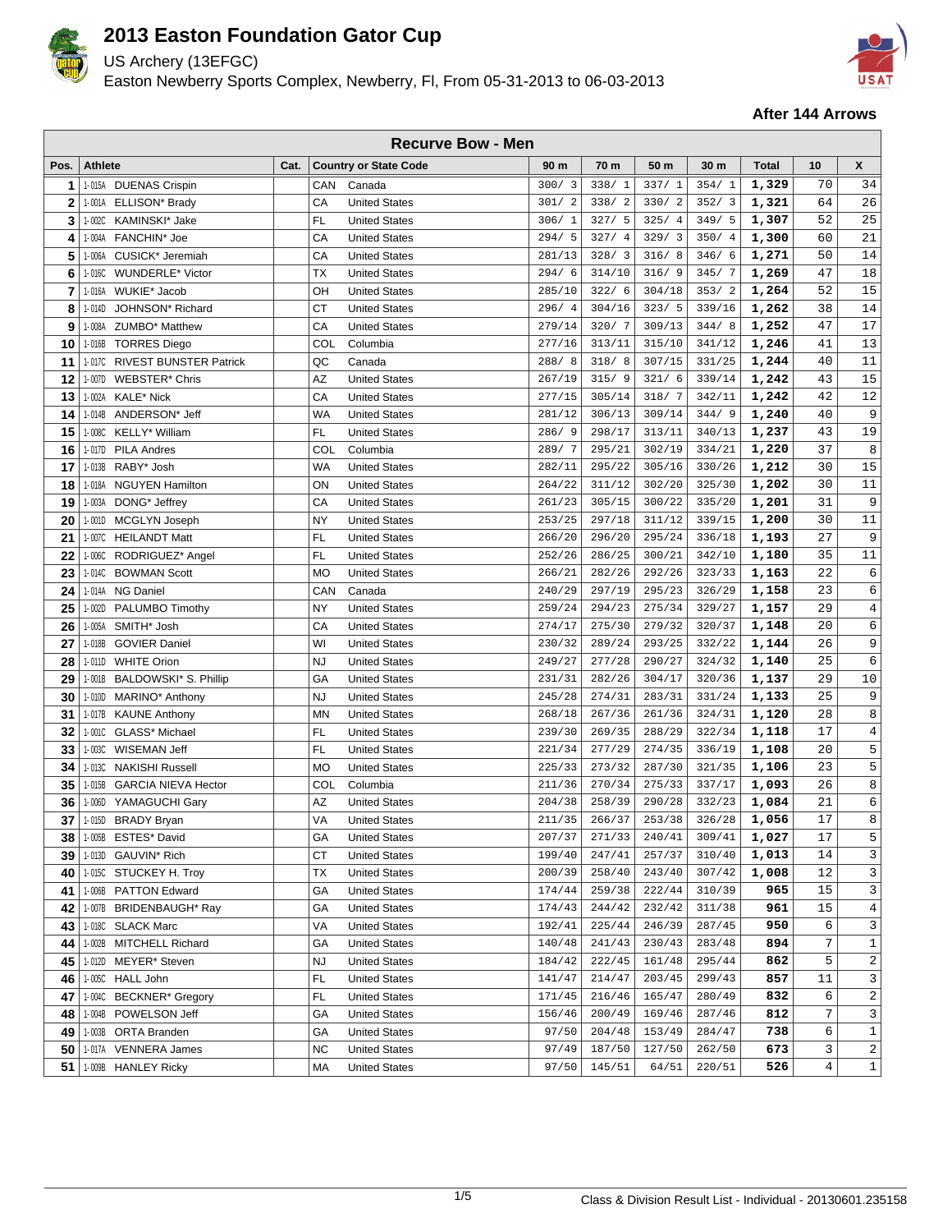# 2013 Easton Foundation Gator Cup

US Archery (13EFGC)

Easton Newberry Sports Complex, Newberry, Fl, From 05-31-2013 to 06-03-2013

**After 144 Arrows**

| Recurve Bow - Men | | | | | | | | | | |
|---|---|---|---|---|---|---|---|---|---|---|
| Pos. | Athlete | Cat. | Country or State Code | 90 m | 70 m | 50 m | 30 m | Total | 10 | X |
| 1 | 1-015A DUENAS Crispin | | CAN Canada | 300/ 3 | 338/ 1 | 337/ 1 | 354/ 1 | **1,329** | 70 | 34 |
| 2 | 1-001A ELLISON* Brady | | CA United States | 301/ 2 | 338/ 2 | 330/ 2 | 352/ 3 | **1,321** | 64 | 26 |
| 3 | 1-002C KAMINSKI* Jake | | FL United States | 306/ 1 | 327/ 5 | 325/ 4 | 349/ 5 | **1,307** | 52 | 25 |
| 4 | 1-004A FANCHIN* Joe | | CA United States | 294/ 5 | 327/ 4 | 329/ 3 | 350/ 4 | **1,300** | 60 | 21 |
| 5 | 1-006A CUSICK* Jeremiah | | CA United States | 281/13 | 328/ 3 | 316/ 8 | 346/ 6 | **1,271** | 50 | 14 |
| 6 | 1-016C WUNDERLE* Victor | | TX United States | 294/ 6 | 314/10 | 316/ 9 | 345/ 7 | **1,269** | 47 | 18 |
| 7 | 1-016A WUKIE* Jacob | | OH United States | 285/10 | 322/ 6 | 304/18 | 353/ 2 | **1,264** | 52 | 15 |
| 8 | 1-014D JOHNSON* Richard | | CT United States | 296/ 4 | 304/16 | 323/ 5 | 339/16 | **1,262** | 38 | 14 |
| 9 | 1-008A ZUMBO* Matthew | | CA United States | 279/14 | 320/ 7 | 309/13 | 344/ 8 | **1,252** | 47 | 17 |
| 10 | 1-016B TORRES Diego | | COL Columbia | 277/16 | 313/11 | 315/10 | 341/12 | **1,246** | 41 | 13 |
| 11 | 1-017C RIVEST BUNSTER Patrick | | QC Canada | 288/ 8 | 318/ 8 | 307/15 | 331/25 | **1,244** | 40 | 11 |
| 12 | 1-007D WEBSTER* Chris | | AZ United States | 267/19 | 315/ 9 | 321/ 6 | 339/14 | **1,242** | 43 | 15 |
| 13 | 1-002A KALE* Nick | | CA United States | 277/15 | 305/14 | 318/ 7 | 342/11 | **1,242** | 42 | 12 |
| 14 | 1-014B ANDERSON* Jeff | | WA United States | 281/12 | 306/13 | 309/14 | 344/ 9 | **1,240** | 40 | 9 |
| 15 | 1-008C KELLY* William | | FL United States | 286/ 9 | 298/17 | 313/11 | 340/13 | **1,237** | 43 | 19 |
| 16 | 1-017D PILA Andres | | COL Columbia | 289/ 7 | 295/21 | 302/19 | 334/21 | **1,220** | 37 | 8 |
| 17 | 1-013B RABY* Josh | | WA United States | 282/11 | 295/22 | 305/16 | 330/26 | **1,212** | 30 | 15 |
| 18 | 1-018A NGUYEN Hamilton | | ON United States | 264/22 | 311/12 | 302/20 | 325/30 | **1,202** | 30 | 11 |
| 19 | 1-003A DONG* Jeffrey | | CA United States | 261/23 | 305/15 | 300/22 | 335/20 | **1,201** | 31 | 9 |
| 20 | 1-001D MCGLYN Joseph | | NY United States | 253/25 | 297/18 | 311/12 | 339/15 | **1,200** | 30 | 11 |
| 21 | 1-007C HEILANDT Matt | | FL United States | 266/20 | 296/20 | 295/24 | 336/18 | **1,193** | 27 | 9 |
| 22 | 1-006C RODRIGUEZ* Angel | | FL United States | 252/26 | 286/25 | 300/21 | 342/10 | **1,180** | 35 | 11 |
| 23 | 1-014C BOWMAN Scott | | MO United States | 266/21 | 282/26 | 292/26 | 323/33 | **1,163** | 22 | 6 |
| 24 | 1-014A NG Daniel | | CAN Canada | 240/29 | 297/19 | 295/23 | 326/29 | **1,158** | 23 | 6 |
| 25 | 1-002D PALUMBO Timothy | | NY United States | 259/24 | 294/23 | 275/34 | 329/27 | **1,157** | 29 | 4 |
| 26 | 1-005A SMITH* Josh | | CA United States | 274/17 | 275/30 | 279/32 | 320/37 | **1,148** | 20 | 6 |
| 27 | 1-018B GOVIER Daniel | | WI United States | 230/32 | 289/24 | 293/25 | 332/22 | **1,144** | 26 | 9 |
| 28 | 1-011D WHITE Orion | | NJ United States | 249/27 | 277/28 | 290/27 | 324/32 | **1,140** | 25 | 6 |
| 29 | 1-001B BALDOWSKI* S. Phillip | | GA United States | 231/31 | 282/26 | 304/17 | 320/36 | **1,137** | 29 | 10 |
| 30 | 1-010D MARINO* Anthony | | NJ United States | 245/28 | 274/31 | 283/31 | 331/24 | **1,133** | 25 | 9 |
| 31 | 1-017B KAUNE Anthony | | MN United States | 268/18 | 267/36 | 261/36 | 324/31 | **1,120** | 28 | 8 |
| 32 | 1-001C GLASS* Michael | | FL United States | 239/30 | 269/35 | 288/29 | 322/34 | **1,118** | 17 | 4 |
| 33 | 1-003C WISEMAN Jeff | | FL United States | 221/34 | 277/29 | 274/35 | 336/19 | **1,108** | 20 | 5 |
| 34 | 1-013C NAKISHI Russell | | MO United States | 225/33 | 273/32 | 287/30 | 321/35 | **1,106** | 23 | 5 |
| 35 | 1-015B GARCIA NIEVA Hector | | COL Columbia | 211/36 | 270/34 | 275/33 | 337/17 | **1,093** | 26 | 8 |
| 36 | 1-006D YAMAGUCHI Gary | | AZ United States | 204/38 | 258/39 | 290/28 | 332/23 | **1,084** | 21 | 6 |
| 37 | 1-015D BRADY Bryan | | VA United States | 211/35 | 266/37 | 253/38 | 326/28 | **1,056** | 17 | 8 |
| 38 | 1-005B ESTES* David | | GA United States | 207/37 | 271/33 | 240/41 | 309/41 | **1,027** | 17 | 5 |
| 39 | 1-013D GAUVIN* Rich | | CT United States | 199/40 | 247/41 | 257/37 | 310/40 | **1,013** | 14 | 3 |
| 40 | 1-015C STUCKEY H. Troy | | TX United States | 200/39 | 258/40 | 243/40 | 307/42 | **1,008** | 12 | 3 |
| 41 | 1-006B PATTON Edward | | GA United States | 174/44 | 259/38 | 222/44 | 310/39 | **965** | 15 | 3 |
| 42 | 1-007B BRIDENBAUGH* Ray | | GA United States | 174/43 | 244/42 | 232/42 | 311/38 | **961** | 15 | 4 |
| 43 | 1-018C SLACK Marc | | VA United States | 192/41 | 225/44 | 246/39 | 287/45 | **950** | 6 | 3 |
| 44 | 1-002B MITCHELL Richard | | GA United States | 140/48 | 241/43 | 230/43 | 283/48 | **894** | 7 | 1 |
| 45 | 1-012D MEYER* Steven | | NJ United States | 184/42 | 222/45 | 161/48 | 295/44 | **862** | 5 | 2 |
| 46 | 1-005C HALL John | | FL United States | 141/47 | 214/47 | 203/45 | 299/43 | **857** | 11 | 3 |
| 47 | 1-004C BECKNER* Gregory | | FL United States | 171/45 | 216/46 | 165/47 | 280/49 | **832** | 6 | 2 |
| 48 | 1-004B POWELSON Jeff | | GA United States | 156/46 | 200/49 | 169/46 | 287/46 | **812** | 7 | 3 |
| 49 | 1-003B ORTA Branden | | GA United States | 97/50 | 204/48 | 153/49 | 284/47 | **738** | 6 | 1 |
| 50 | 1-017A VENNERA James | | NC United States | 97/49 | 187/50 | 127/50 | 262/50 | **673** | 3 | 2 |
| 51 | 1-009B HANLEY Ricky | | MA United States | 97/50 | 145/51 | 64/51 | 220/51 | **526** | 4 | 1 |

Class & Division Result List - Individual - 20130601.235158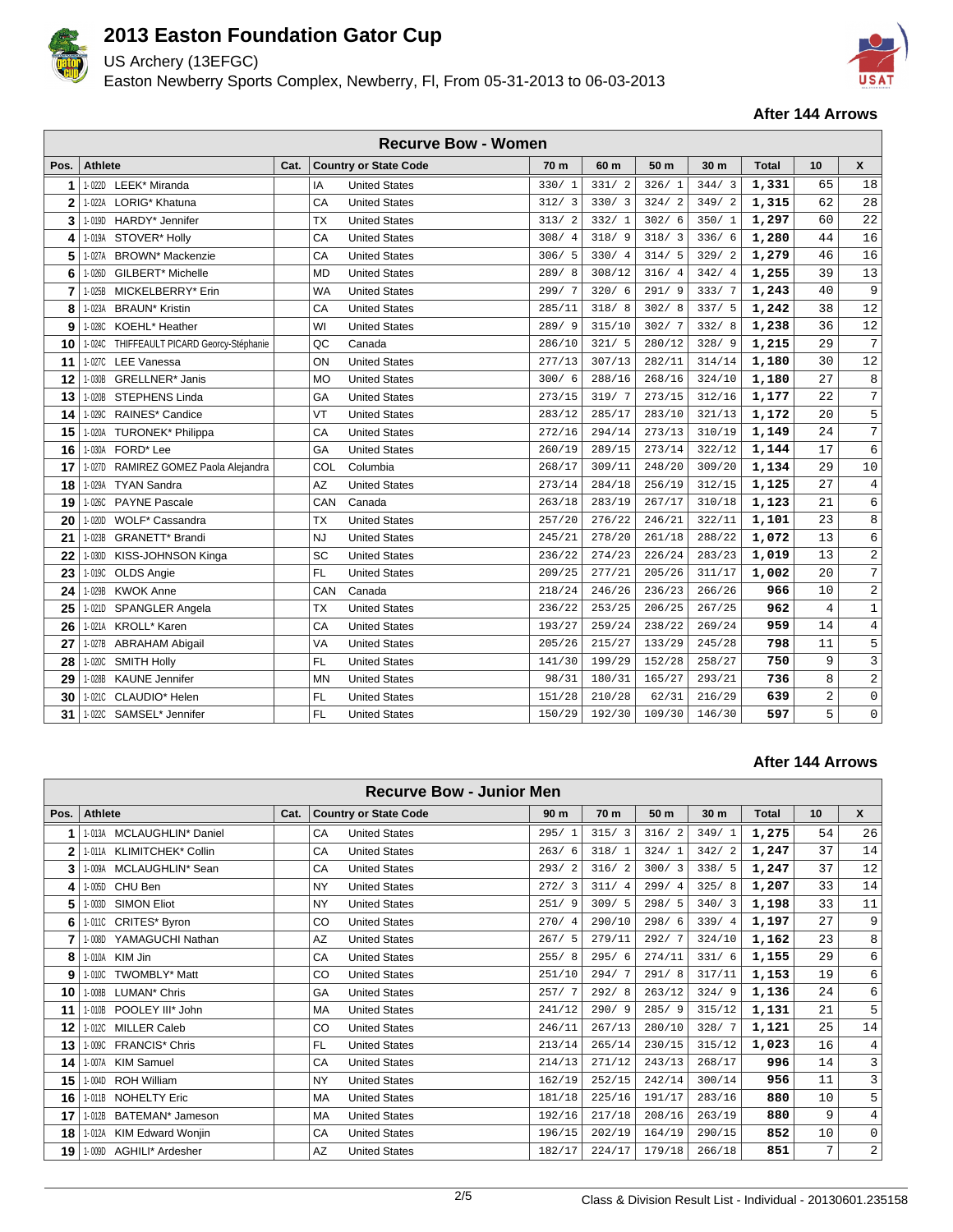# 2013 Easton Foundation Gator Cup

US Archery (13EFGC)

Easton Newberry Sports Complex, Newberry, Fl, From 05-31-2013 to 06-03-2013

**After 144 Arrows**

## Recurve Bow - Women

| Pos. | Athlete | Cat. | Country or State Code | | 70 m | 60 m | 50 m | 30 m | Total | 10 | X |
|---|---|---|---|---|---|---|---|---|---|---|---|
| 1 | 1-022D LEEK* Miranda | | IA | United States | 330/ 1 | 331/ 2 | 326/ 1 | 344/ 3 | **1,331** | 65 | 18 |
| 2 | 1-022A LORIG* Khatuna | | CA | United States | 312/ 3 | 330/ 3 | 324/ 2 | 349/ 2 | **1,315** | 62 | 28 |
| 3 | 1-019D HARDY* Jennifer | | TX | United States | 313/ 2 | 332/ 1 | 302/ 6 | 350/ 1 | **1,297** | 60 | 22 |
| 4 | 1-019A STOVER* Holly | | CA | United States | 308/ 4 | 318/ 9 | 318/ 3 | 336/ 6 | **1,280** | 44 | 16 |
| 5 | 1-027A BROWN* Mackenzie | | CA | United States | 306/ 5 | 330/ 4 | 314/ 5 | 329/ 2 | **1,279** | 46 | 16 |
| 6 | 1-026D GILBERT* Michelle | | MD | United States | 289/ 8 | 308/12 | 316/ 4 | 342/ 4 | **1,255** | 39 | 13 |
| 7 | 1-025B MICKELBERRY* Erin | | WA | United States | 299/ 7 | 320/ 6 | 291/ 9 | 333/ 7 | **1,243** | 40 | 9 |
| 8 | 1-023A BRAUN* Kristin | | CA | United States | 285/11 | 318/ 8 | 302/ 8 | 337/ 5 | **1,242** | 38 | 12 |
| 9 | 1-028C KOEHL* Heather | | WI | United States | 289/ 9 | 315/10 | 302/ 7 | 332/ 8 | **1,238** | 36 | 12 |
| 10 | 1-024C THIFFEAULT PICARD Georcy-Stéphanie | | QC | Canada | 286/10 | 321/ 5 | 280/12 | 328/ 9 | **1,215** | 29 | 7 |
| 11 | 1-027C LEE Vanessa | | ON | United States | 277/13 | 307/13 | 282/11 | 314/14 | **1,180** | 30 | 12 |
| 12 | 1-030B GRELLNER* Janis | | MO | United States | 300/ 6 | 288/16 | 268/16 | 324/10 | **1,180** | 27 | 8 |
| 13 | 1-020B STEPHENS Linda | | GA | United States | 273/15 | 319/ 7 | 273/15 | 312/16 | **1,177** | 22 | 7 |
| 14 | 1-029C RAINES* Candice | | VT | United States | 283/12 | 285/17 | 283/10 | 321/13 | **1,172** | 20 | 5 |
| 15 | 1-020A TURONEK* Philippa | | CA | United States | 272/16 | 294/14 | 273/13 | 310/19 | **1,149** | 24 | 7 |
| 16 | 1-030A FORD* Lee | | GA | United States | 260/19 | 289/15 | 273/14 | 322/12 | **1,144** | 17 | 6 |
| 17 | 1-027D RAMIREZ GOMEZ Paola Alejandra | | COL | Columbia | 268/17 | 309/11 | 248/20 | 309/20 | **1,134** | 29 | 10 |
| 18 | 1-029A TYAN Sandra | | AZ | United States | 273/14 | 284/18 | 256/19 | 312/15 | **1,125** | 27 | 4 |
| 19 | 1-026C PAYNE Pascale | | CAN | Canada | 263/18 | 283/19 | 267/17 | 310/18 | **1,123** | 21 | 6 |
| 20 | 1-020D WOLF* Cassandra | | TX | United States | 257/20 | 276/22 | 246/21 | 322/11 | **1,101** | 23 | 8 |
| 21 | 1-023B GRANETT* Brandi | | NJ | United States | 245/21 | 278/20 | 261/18 | 288/22 | **1,072** | 13 | 6 |
| 22 | 1-030D KISS-JOHNSON Kinga | | SC | United States | 236/22 | 274/23 | 226/24 | 283/23 | **1,019** | 13 | 2 |
| 23 | 1-019C OLDS Angie | | FL | United States | 209/25 | 277/21 | 205/26 | 311/17 | **1,002** | 20 | 7 |
| 24 | 1-029B KWOK Anne | | CAN | Canada | 218/24 | 246/26 | 236/23 | 266/26 | **966** | 10 | 2 |
| 25 | 1-021D SPANGLER Angela | | TX | United States | 236/22 | 253/25 | 206/25 | 267/25 | **962** | 4 | 1 |
| 26 | 1-021A KROLL* Karen | | CA | United States | 193/27 | 259/24 | 238/22 | 269/24 | **959** | 14 | 4 |
| 27 | 1-027B ABRAHAM Abigail | | VA | United States | 205/26 | 215/27 | 133/29 | 245/28 | **798** | 11 | 5 |
| 28 | 1-020C SMITH Holly | | FL | United States | 141/30 | 199/29 | 152/28 | 258/27 | **750** | 9 | 3 |
| 29 | 1-028B KAUNE Jennifer | | MN | United States | 98/31 | 180/31 | 165/27 | 293/21 | **736** | 8 | 2 |
| 30 | 1-021C CLAUDIO* Helen | | FL | United States | 151/28 | 210/28 | 62/31 | 216/29 | **639** | 2 | 0 |
| 31 | 1-022C SAMSEL* Jennifer | | FL | United States | 150/29 | 192/30 | 109/30 | 146/30 | **597** | 5 | 0 |

**After 144 Arrows**

## Recurve Bow - Junior Men

| Pos. | Athlete | Cat. | Country or State Code | | 90 m | 70 m | 50 m | 30 m | Total | 10 | X |
|---|---|---|---|---|---|---|---|---|---|---|---|
| 1 | 1-013A MCLAUGHLIN* Daniel | | CA | United States | 295/ 1 | 315/ 3 | 316/ 2 | 349/ 1 | **1,275** | 54 | 26 |
| 2 | 1-011A KLIMITCHEK* Collin | | CA | United States | 263/ 6 | 318/ 1 | 324/ 1 | 342/ 2 | **1,247** | 37 | 14 |
| 3 | 1-009A MCLAUGHLIN* Sean | | CA | United States | 293/ 2 | 316/ 2 | 300/ 3 | 338/ 5 | **1,247** | 37 | 12 |
| 4 | 1-005D CHU Ben | | NY | United States | 272/ 3 | 311/ 4 | 299/ 4 | 325/ 8 | **1,207** | 33 | 14 |
| 5 | 1-003D SIMON Eliot | | NY | United States | 251/ 9 | 309/ 5 | 298/ 5 | 340/ 3 | **1,198** | 33 | 11 |
| 6 | 1-011C CRITES* Byron | | CO | United States | 270/ 4 | 290/10 | 298/ 6 | 339/ 4 | **1,197** | 27 | 9 |
| 7 | 1-008D YAMAGUCHI Nathan | | AZ | United States | 267/ 5 | 279/11 | 292/ 7 | 324/10 | **1,162** | 23 | 8 |
| 8 | 1-010A KIM Jin | | CA | United States | 255/ 8 | 295/ 6 | 274/11 | 331/ 6 | **1,155** | 29 | 6 |
| 9 | 1-010C TWOMBLY* Matt | | CO | United States | 251/10 | 294/ 7 | 291/ 8 | 317/11 | **1,153** | 19 | 6 |
| 10 | 1-008B LUMAN* Chris | | GA | United States | 257/ 7 | 292/ 8 | 263/12 | 324/ 9 | **1,136** | 24 | 6 |
| 11 | 1-010B POOLEY III* John | | MA | United States | 241/12 | 290/ 9 | 285/ 9 | 315/12 | **1,131** | 21 | 5 |
| 12 | 1-012C MILLER Caleb | | CO | United States | 246/11 | 267/13 | 280/10 | 328/ 7 | **1,121** | 25 | 14 |
| 13 | 1-009C FRANCIS* Chris | | FL | United States | 213/14 | 265/14 | 230/15 | 315/12 | **1,023** | 16 | 4 |
| 14 | 1-007A KIM Samuel | | CA | United States | 214/13 | 271/12 | 243/13 | 268/17 | **996** | 14 | 3 |
| 15 | 1-004D ROH William | | NY | United States | 162/19 | 252/15 | 242/14 | 300/14 | **956** | 11 | 3 |
| 16 | 1-011B NOHELTY Eric | | MA | United States | 181/18 | 225/16 | 191/17 | 283/16 | **880** | 10 | 5 |
| 17 | 1-012B BATEMAN* Jameson | | MA | United States | 192/16 | 217/18 | 208/16 | 263/19 | **880** | 9 | 4 |
| 18 | 1-012A KIM Edward Wonjin | | CA | United States | 196/15 | 202/19 | 164/19 | 290/15 | **852** | 10 | 0 |
| 19 | 1-009D AGHILI* Ardesher | | AZ | United States | 182/17 | 224/17 | 179/18 | 266/18 | **851** | 7 | 2 |

Class & Division Result List - Individual - 20130601.235158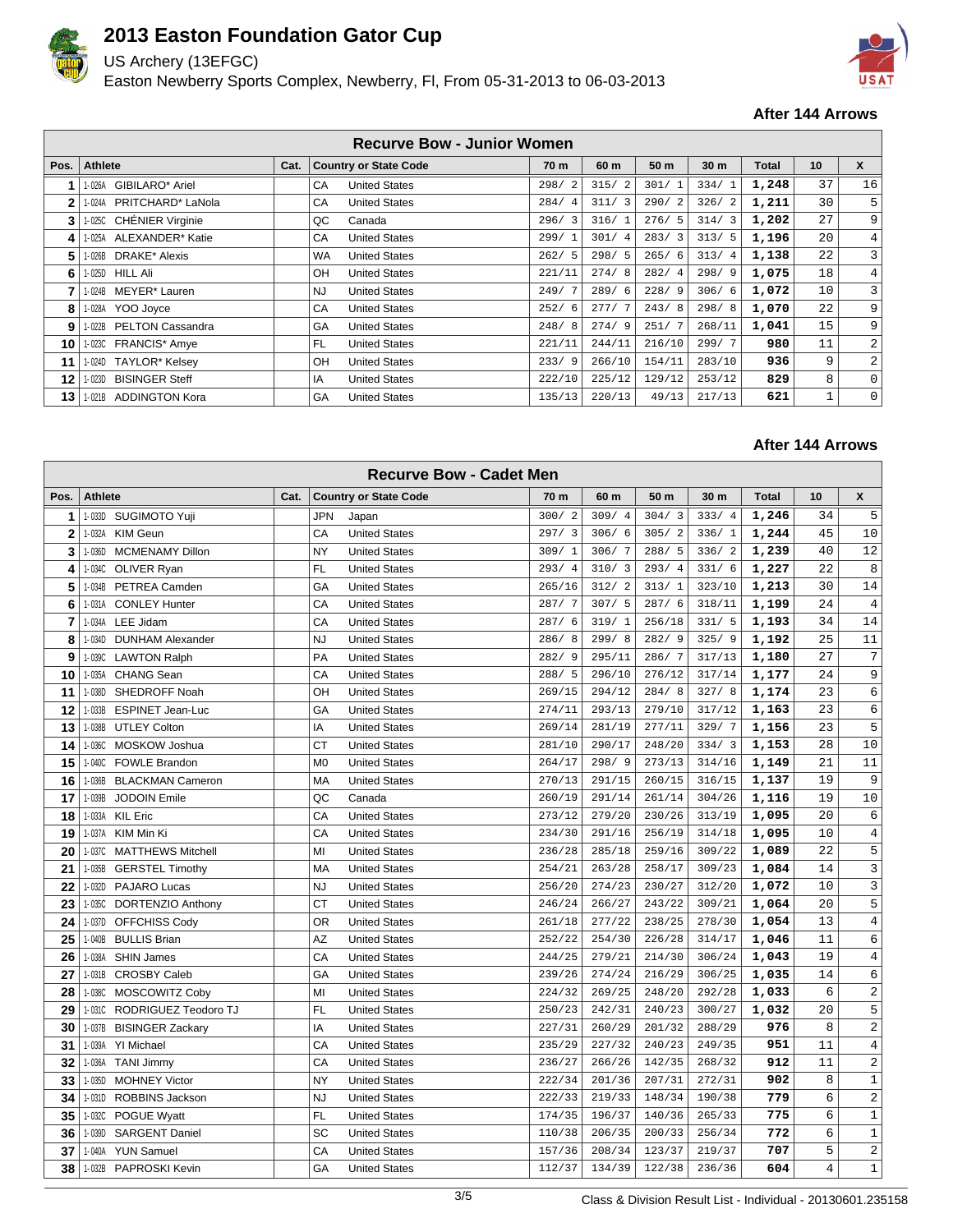# 2013 Easton Foundation Gator Cup

US Archery (13EFGC)

Easton Newberry Sports Complex, Newberry, Fl, From 05-31-2013 to 06-03-2013

**After 144 Arrows**

## Recurve Bow - Junior Women

| Pos. | Athlete | Cat. | Country or State Code | | 70 m | 60 m | 50 m | 30 m | Total | 10 | X |
|---|---|---|---|---|---|---|---|---|---|---|---|
| 1 | 1-026A GIBILARO* Ariel | | CA | United States | 298/ 2 | 315/ 2 | 301/ 1 | 334/ 1 | 1,248 | 37 | 16 |
| 2 | 1-024A PRITCHARD* LaNola | | CA | United States | 284/ 4 | 311/ 3 | 290/ 2 | 326/ 2 | 1,211 | 30 | 5 |
| 3 | 1-025C CHÉNIER Virginie | | QC | Canada | 296/ 3 | 316/ 1 | 276/ 5 | 314/ 3 | 1,202 | 27 | 9 |
| 4 | 1-025A ALEXANDER* Katie | | CA | United States | 299/ 1 | 301/ 4 | 283/ 3 | 313/ 5 | 1,196 | 20 | 4 |
| 5 | 1-026B DRAKE* Alexis | | WA | United States | 262/ 5 | 298/ 5 | 265/ 6 | 313/ 4 | 1,138 | 22 | 3 |
| 6 | 1-025D HILL Ali | | OH | United States | 221/11 | 274/ 8 | 282/ 4 | 298/ 9 | 1,075 | 18 | 4 |
| 7 | 1-024B MEYER* Lauren | | NJ | United States | 249/ 7 | 289/ 6 | 228/ 9 | 306/ 6 | 1,072 | 10 | 3 |
| 8 | 1-028A YOO Joyce | | CA | United States | 252/ 6 | 277/ 7 | 243/ 8 | 298/ 8 | 1,070 | 22 | 9 |
| 9 | 1-022B PELTON Cassandra | | GA | United States | 248/ 8 | 274/ 9 | 251/ 7 | 268/11 | 1,041 | 15 | 9 |
| 10 | 1-023C FRANCIS* Amye | | FL | United States | 221/11 | 244/11 | 216/10 | 299/ 7 | 980 | 11 | 2 |
| 11 | 1-024D TAYLOR* Kelsey | | OH | United States | 233/ 9 | 266/10 | 154/11 | 283/10 | 936 | 9 | 2 |
| 12 | 1-023D BISINGER Steff | | IA | United States | 222/10 | 225/12 | 129/12 | 253/12 | 829 | 8 | 0 |
| 13 | 1-021B ADDINGTON Kora | | GA | United States | 135/13 | 220/13 | 49/13 | 217/13 | 621 | 1 | 0 |

**After 144 Arrows**

## Recurve Bow - Cadet Men

| Pos. | Athlete | Cat. | Country or State Code | | 70 m | 60 m | 50 m | 30 m | Total | 10 | X |
|---|---|---|---|---|---|---|---|---|---|---|---|
| 1 | 1-033D SUGIMOTO Yuji | | JPN | Japan | 300/ 2 | 309/ 4 | 304/ 3 | 333/ 4 | 1,246 | 34 | 5 |
| 2 | 1-032A KIM Geun | | CA | United States | 297/ 3 | 306/ 6 | 305/ 2 | 336/ 1 | 1,244 | 45 | 10 |
| 3 | 1-036D MCMENAMY Dillon | | NY | United States | 309/ 1 | 306/ 7 | 288/ 5 | 336/ 2 | 1,239 | 40 | 12 |
| 4 | 1-034C OLIVER Ryan | | FL | United States | 293/ 4 | 310/ 3 | 293/ 4 | 331/ 6 | 1,227 | 22 | 8 |
| 5 | 1-034B PETREA Camden | | GA | United States | 265/16 | 312/ 2 | 313/ 1 | 323/10 | 1,213 | 30 | 14 |
| 6 | 1-031A CONLEY Hunter | | CA | United States | 287/ 7 | 307/ 5 | 287/ 6 | 318/11 | 1,199 | 24 | 4 |
| 7 | 1-034A LEE Jidam | | CA | United States | 287/ 6 | 319/ 1 | 256/18 | 331/ 5 | 1,193 | 34 | 14 |
| 8 | 1-034D DUNHAM Alexander | | NJ | United States | 286/ 8 | 299/ 8 | 282/ 9 | 325/ 9 | 1,192 | 25 | 11 |
| 9 | 1-039C LAWTON Ralph | | PA | United States | 282/ 9 | 295/11 | 286/ 7 | 317/13 | 1,180 | 27 | 7 |
| 10 | 1-035A CHANG Sean | | CA | United States | 288/ 5 | 296/10 | 276/12 | 317/14 | 1,177 | 24 | 9 |
| 11 | 1-038D SHEDROFF Noah | | OH | United States | 269/15 | 294/12 | 284/ 8 | 327/ 8 | 1,174 | 23 | 6 |
| 12 | 1-033B ESPINET Jean-Luc | | GA | United States | 274/11 | 293/13 | 279/10 | 317/12 | 1,163 | 23 | 6 |
| 13 | 1-038B UTLEY Colton | | IA | United States | 269/14 | 281/19 | 277/11 | 329/ 7 | 1,156 | 23 | 5 |
| 14 | 1-036C MOSKOW Joshua | | CT | United States | 281/10 | 290/17 | 248/20 | 334/ 3 | 1,153 | 28 | 10 |
| 15 | 1-040C FOWLE Brandon | | MO | United States | 264/17 | 298/ 9 | 273/13 | 314/16 | 1,149 | 21 | 11 |
| 16 | 1-036B BLACKMAN Cameron | | MA | United States | 270/13 | 291/15 | 260/15 | 316/15 | 1,137 | 19 | 9 |
| 17 | 1-039B JODOIN Emile | | QC | Canada | 260/19 | 291/14 | 261/14 | 304/26 | 1,116 | 19 | 10 |
| 18 | 1-033A KIL Eric | | CA | United States | 273/12 | 279/20 | 230/26 | 313/19 | 1,095 | 20 | 6 |
| 19 | 1-037A KIM Min Ki | | CA | United States | 234/30 | 291/16 | 256/19 | 314/18 | 1,095 | 10 | 4 |
| 20 | 1-037C MATTHEWS Mitchell | | MI | United States | 236/28 | 285/18 | 259/16 | 309/22 | 1,089 | 22 | 5 |
| 21 | 1-035B GERSTEL Timothy | | MA | United States | 254/21 | 263/28 | 258/17 | 309/23 | 1,084 | 14 | 3 |
| 22 | 1-032D PAJARO Lucas | | NJ | United States | 256/20 | 274/23 | 230/27 | 312/20 | 1,072 | 10 | 3 |
| 23 | 1-035C DORTENZIO Anthony | | CT | United States | 246/24 | 266/27 | 243/22 | 309/21 | 1,064 | 20 | 5 |
| 24 | 1-037D OFFCHISS Cody | | OR | United States | 261/18 | 277/22 | 238/25 | 278/30 | 1,054 | 13 | 4 |
| 25 | 1-040B BULLIS Brian | | AZ | United States | 252/22 | 254/30 | 226/28 | 314/17 | 1,046 | 11 | 6 |
| 26 | 1-038A SHIN James | | CA | United States | 244/25 | 279/21 | 214/30 | 306/24 | 1,043 | 19 | 4 |
| 27 | 1-031B CROSBY Caleb | | GA | United States | 239/26 | 274/24 | 216/29 | 306/25 | 1,035 | 14 | 6 |
| 28 | 1-038C MOSCOWITZ Coby | | MI | United States | 224/32 | 269/25 | 248/20 | 292/28 | 1,033 | 6 | 2 |
| 29 | 1-031C RODRIGUEZ Teodoro TJ | | FL | United States | 250/23 | 242/31 | 240/23 | 300/27 | 1,032 | 20 | 5 |
| 30 | 1-037B BISINGER Zackary | | IA | United States | 227/31 | 260/29 | 201/32 | 288/29 | 976 | 8 | 2 |
| 31 | 1-039A YI Michael | | CA | United States | 235/29 | 227/32 | 240/23 | 249/35 | 951 | 11 | 4 |
| 32 | 1-036A TANI Jimmy | | CA | United States | 236/27 | 266/26 | 142/35 | 268/32 | 912 | 11 | 2 |
| 33 | 1-035D MOHNEY Victor | | NY | United States | 222/34 | 201/36 | 207/31 | 272/31 | 902 | 8 | 1 |
| 34 | 1-031D ROBBINS Jackson | | NJ | United States | 222/33 | 219/33 | 148/34 | 190/38 | 779 | 6 | 2 |
| 35 | 1-032C POGUE Wyatt | | FL | United States | 174/35 | 196/37 | 140/36 | 265/33 | 775 | 6 | 1 |
| 36 | 1-039D SARGENT Daniel | | SC | United States | 110/38 | 206/35 | 200/33 | 256/34 | 772 | 6 | 1 |
| 37 | 1-040A YUN Samuel | | CA | United States | 157/36 | 208/34 | 123/37 | 219/37 | 707 | 5 | 2 |
| 38 | 1-032B PAPROSKI Kevin | | GA | United States | 112/37 | 134/39 | 122/38 | 236/36 | 604 | 4 | 1 |

Class & Division Result List - Individual - 20130601.235158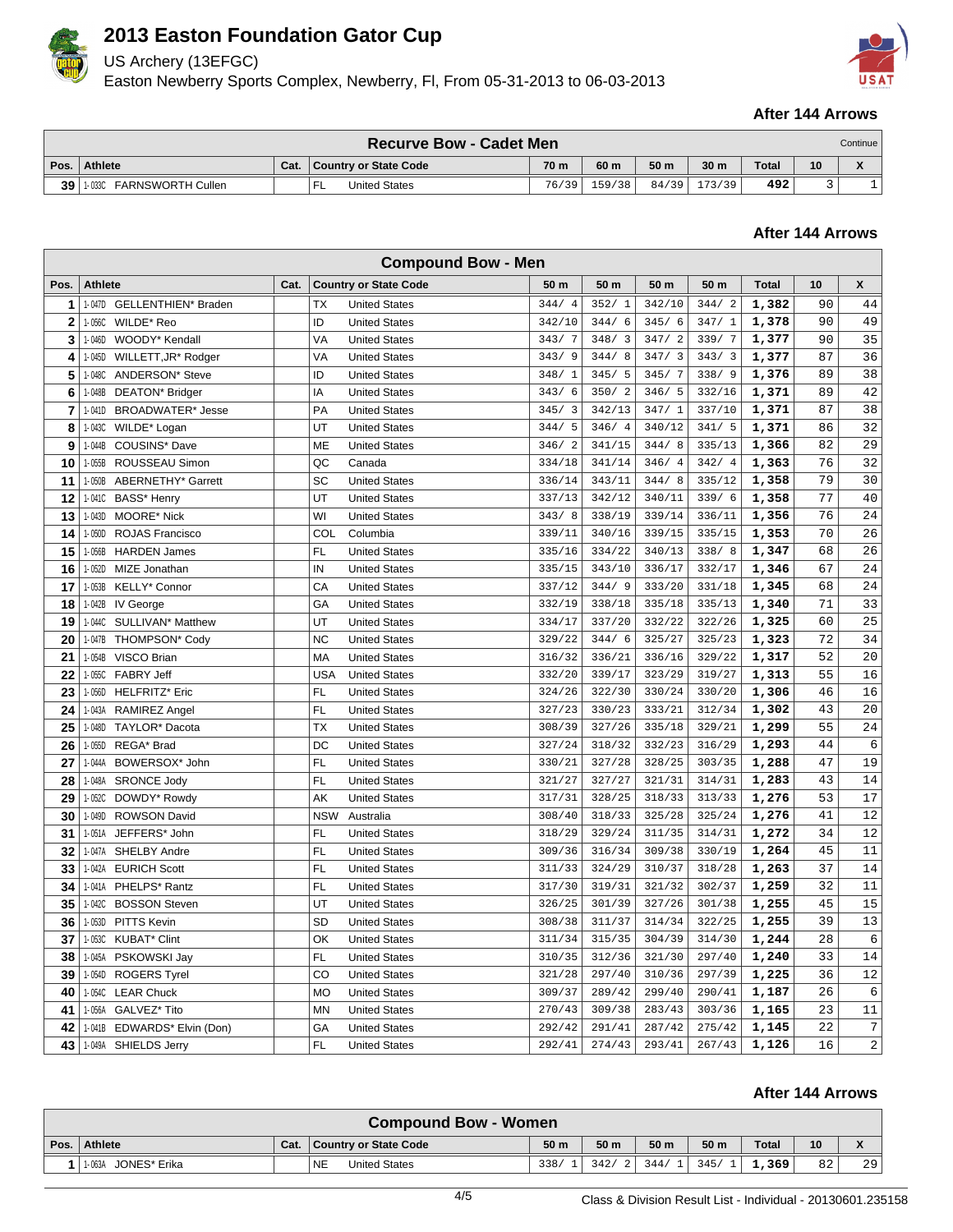# 2013 Easton Foundation Gator Cup

US Archery (13EFGC)

Easton Newberry Sports Complex, Newberry, Fl, From 05-31-2013 to 06-03-2013

**After 144 Arrows**

| Recurve Bow - Cadet Men | | | | | | | | | | | Continue |
|---|---|---|---|---|---|---|---|---|---|---|---|
| Pos. | Athlete | Cat. | Country or State Code | | 70 m | 60 m | 50 m | 30 m | Total | 10 | X |
| 39 | 1-033C FARNSWORTH Cullen | | FL | United States | 76/39 | 159/38 | 84/39 | 173/39 | 492 | 3 | 1 |

**After 144 Arrows**

| Compound Bow - Men | | | | | | | | | | | |
|---|---|---|---|---|---|---|---|---|---|---|---|
| Pos. | Athlete | Cat. | Country or State Code | | 50 m | 50 m | 50 m | 50 m | Total | 10 | X |
| 1 | 1-047D GELLENTHIEN* Braden | | TX | United States | 344/ 4 | 352/ 1 | 342/10 | 344/ 2 | 1,382 | 90 | 44 |
| 2 | 1-056C WILDE* Reo | | ID | United States | 342/10 | 344/ 6 | 345/ 6 | 347/ 1 | 1,378 | 90 | 49 |
| 3 | 1-046D WOODY* Kendall | | VA | United States | 343/ 7 | 348/ 3 | 347/ 2 | 339/ 7 | 1,377 | 90 | 35 |
| 4 | 1-045D WILLETT,JR* Rodger | | VA | United States | 343/ 9 | 344/ 8 | 347/ 3 | 343/ 3 | 1,377 | 87 | 36 |
| 5 | 1-048C ANDERSON* Steve | | ID | United States | 348/ 1 | 345/ 5 | 345/ 7 | 338/ 9 | 1,376 | 89 | 38 |
| 6 | 1-048B DEATON* Bridger | | IA | United States | 343/ 6 | 350/ 2 | 346/ 5 | 332/16 | 1,371 | 89 | 42 |
| 7 | 1-041D BROADWATER* Jesse | | PA | United States | 345/ 3 | 342/13 | 347/ 1 | 337/10 | 1,371 | 87 | 38 |
| 8 | 1-043C WILDE* Logan | | UT | United States | 344/ 5 | 346/ 4 | 340/12 | 341/ 5 | 1,371 | 86 | 32 |
| 9 | 1-044B COUSINS* Dave | | ME | United States | 346/ 2 | 341/15 | 344/ 8 | 335/13 | 1,366 | 82 | 29 |
| 10 | 1-055B ROUSSEAU Simon | | QC | Canada | 334/18 | 341/14 | 346/ 4 | 342/ 4 | 1,363 | 76 | 32 |
| 11 | 1-050B ABERNETHY* Garrett | | SC | United States | 336/14 | 343/11 | 344/ 8 | 335/12 | 1,358 | 79 | 30 |
| 12 | 1-041C BASS* Henry | | UT | United States | 337/13 | 342/12 | 340/11 | 339/ 6 | 1,358 | 77 | 40 |
| 13 | 1-043D MOORE* Nick | | WI | United States | 343/ 8 | 338/19 | 339/14 | 336/11 | 1,356 | 76 | 24 |
| 14 | 1-050D ROJAS Francisco | | COL | Columbia | 339/11 | 340/16 | 339/15 | 335/15 | 1,353 | 70 | 26 |
| 15 | 1-056B HARDEN James | | FL | United States | 335/16 | 334/22 | 340/13 | 338/ 8 | 1,347 | 68 | 26 |
| 16 | 1-052D MIZE Jonathan | | IN | United States | 335/15 | 343/10 | 336/17 | 332/17 | 1,346 | 67 | 24 |
| 17 | 1-053B KELLY* Connor | | CA | United States | 337/12 | 344/ 9 | 333/20 | 331/18 | 1,345 | 68 | 24 |
| 18 | 1-042B IV George | | GA | United States | 332/19 | 338/18 | 335/18 | 335/13 | 1,340 | 71 | 33 |
| 19 | 1-044C SULLIVAN* Matthew | | UT | United States | 334/17 | 337/20 | 332/22 | 322/26 | 1,325 | 60 | 25 |
| 20 | 1-047B THOMPSON* Cody | | NC | United States | 329/22 | 344/ 6 | 325/27 | 325/23 | 1,323 | 72 | 34 |
| 21 | 1-054B VISCO Brian | | MA | United States | 316/32 | 336/21 | 336/16 | 329/22 | 1,317 | 52 | 20 |
| 22 | 1-055C FABRY Jeff | | USA | United States | 332/20 | 339/17 | 323/29 | 319/27 | 1,313 | 55 | 16 |
| 23 | 1-056D HELFRITZ* Eric | | FL | United States | 324/26 | 322/30 | 330/24 | 330/20 | 1,306 | 46 | 16 |
| 24 | 1-043A RAMIREZ Angel | | FL | United States | 327/23 | 330/23 | 333/21 | 312/34 | 1,302 | 43 | 20 |
| 25 | 1-048D TAYLOR* Dacota | | TX | United States | 308/39 | 327/26 | 335/18 | 329/21 | 1,299 | 55 | 24 |
| 26 | 1-055D REGA* Brad | | DC | United States | 327/24 | 318/32 | 332/23 | 316/29 | 1,293 | 44 | 6 |
| 27 | 1-044A BOWERSOX* John | | FL | United States | 330/21 | 327/28 | 328/25 | 303/35 | 1,288 | 47 | 19 |
| 28 | 1-048A SRONCE Jody | | FL | United States | 321/27 | 327/27 | 321/31 | 314/31 | 1,283 | 43 | 14 |
| 29 | 1-052C DOWDY* Rowdy | | AK | United States | 317/31 | 328/25 | 318/33 | 313/33 | 1,276 | 53 | 17 |
| 30 | 1-049D ROWSON David | | NSW | Australia | 308/40 | 318/33 | 325/28 | 325/24 | 1,276 | 41 | 12 |
| 31 | 1-051A JEFFERS* John | | FL | United States | 318/29 | 329/24 | 311/35 | 314/31 | 1,272 | 34 | 12 |
| 32 | 1-047A SHELBY Andre | | FL | United States | 309/36 | 316/34 | 309/38 | 330/19 | 1,264 | 45 | 11 |
| 33 | 1-042A EURICH Scott | | FL | United States | 311/33 | 324/29 | 310/37 | 318/28 | 1,263 | 37 | 14 |
| 34 | 1-041A PHELPS* Rantz | | FL | United States | 317/30 | 319/31 | 321/32 | 302/37 | 1,259 | 32 | 11 |
| 35 | 1-042C BOSSON Steven | | UT | United States | 326/25 | 301/39 | 327/26 | 301/38 | 1,255 | 45 | 15 |
| 36 | 1-053D PITTS Kevin | | SD | United States | 308/38 | 311/37 | 314/34 | 322/25 | 1,255 | 39 | 13 |
| 37 | 1-053C KUBAT* Clint | | OK | United States | 311/34 | 315/35 | 304/39 | 314/30 | 1,244 | 28 | 6 |
| 38 | 1-045A PSKOWSKI Jay | | FL | United States | 310/35 | 312/36 | 321/30 | 297/40 | 1,240 | 33 | 14 |
| 39 | 1-054D ROGERS Tyrel | | CO | United States | 321/28 | 297/40 | 310/36 | 297/39 | 1,225 | 36 | 12 |
| 40 | 1-054C LEAR Chuck | | MO | United States | 309/37 | 289/42 | 299/40 | 290/41 | 1,187 | 26 | 6 |
| 41 | 1-056A GALVEZ* Tito | | MN | United States | 270/43 | 309/38 | 283/43 | 303/36 | 1,165 | 23 | 11 |
| 42 | 1-041B EDWARDS* Elvin (Don) | | GA | United States | 292/42 | 291/41 | 287/42 | 275/42 | 1,145 | 22 | 7 |
| 43 | 1-049A SHIELDS Jerry | | FL | United States | 292/41 | 274/43 | 293/41 | 267/43 | 1,126 | 16 | 2 |

**After 144 Arrows**

| Compound Bow - Women | | | | | | | | | | | |
|---|---|---|---|---|---|---|---|---|---|---|---|
| Pos. | Athlete | Cat. | Country or State Code | | 50 m | 50 m | 50 m | 50 m | Total | 10 | X |
| 1 | 1-063A JONES* Erika | | NE | United States | 338/ 1 | 342/ 2 | 344/ 1 | 345/ 1 | 1,369 | 82 | 29 |

Class & Division Result List - Individual - 20130601.235158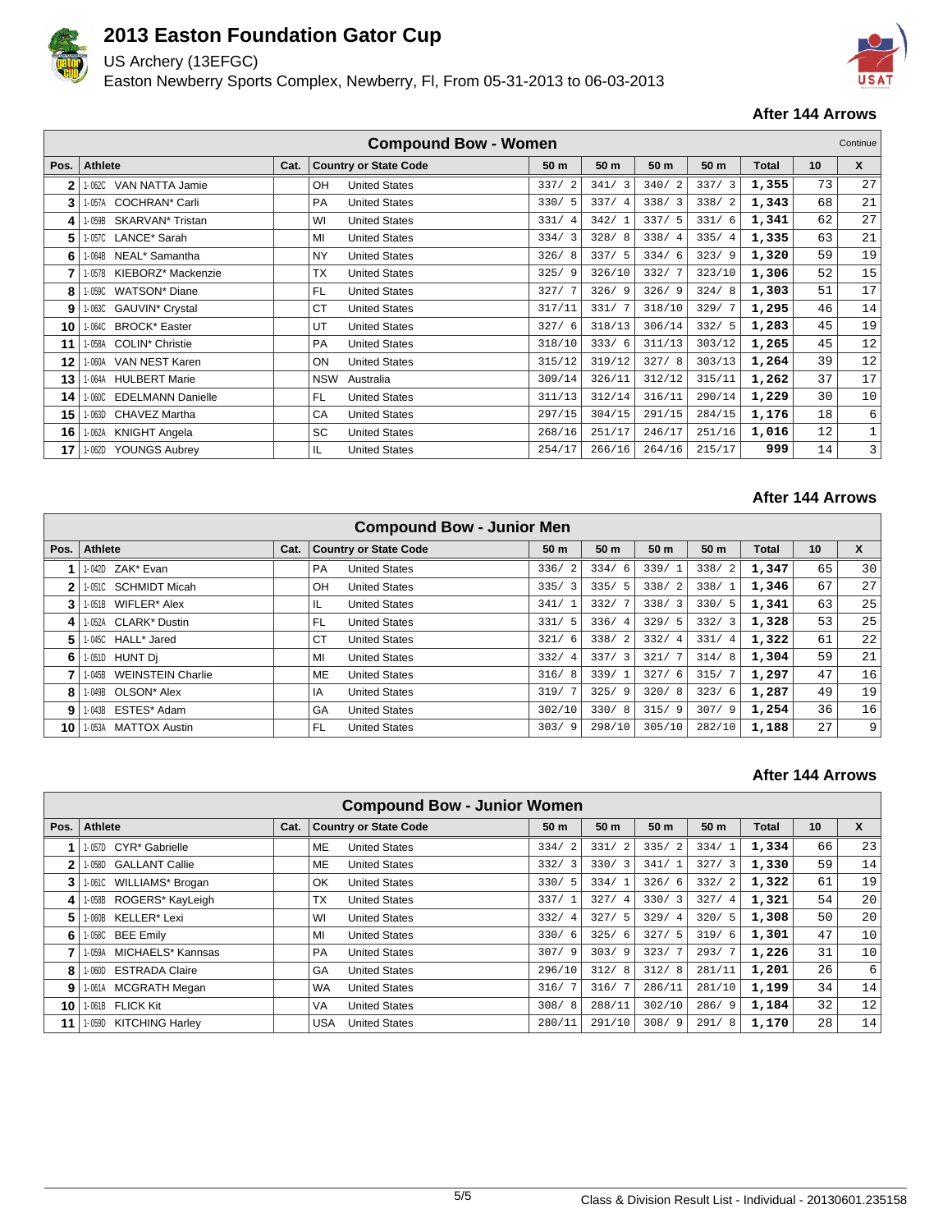# 2013 Easton Foundation Gator Cup

US Archery (13EFGC)

Easton Newberry Sports Complex, Newberry, Fl, From 05-31-2013 to 06-03-2013

**After 144 Arrows**

## Compound Bow - Women

Continue

| Pos. | Athlete | Cat. | Country or State Code | | 50 m | 50 m | 50 m | 50 m | Total | 10 | X |
|---|---|---|---|---|---|---|---|---|---|---|---|
| 2 | 1-062C VAN NATTA Jamie | | OH | United States | 337/ 2 | 341/ 3 | 340/ 2 | 337/ 3 | **1,355** | 73 | 27 |
| 3 | 1-057A COCHRAN* Carli | | PA | United States | 330/ 5 | 337/ 4 | 338/ 3 | 338/ 2 | **1,343** | 68 | 21 |
| 4 | 1-059B SKARVAN* Tristan | | WI | United States | 331/ 4 | 342/ 1 | 337/ 5 | 331/ 6 | **1,341** | 62 | 27 |
| 5 | 1-057C LANCE* Sarah | | MI | United States | 334/ 3 | 328/ 8 | 338/ 4 | 335/ 4 | **1,335** | 63 | 21 |
| 6 | 1-064B NEAL* Samantha | | NY | United States | 326/ 8 | 337/ 5 | 334/ 6 | 323/ 9 | **1,320** | 59 | 19 |
| 7 | 1-057B KIEBORZ* Mackenzie | | TX | United States | 325/ 9 | 326/10 | 332/ 7 | 323/10 | **1,306** | 52 | 15 |
| 8 | 1-059C WATSON* Diane | | FL | United States | 327/ 7 | 326/ 9 | 326/ 9 | 324/ 8 | **1,303** | 51 | 17 |
| 9 | 1-063C GAUVIN* Crystal | | CT | United States | 317/11 | 331/ 7 | 318/10 | 329/ 7 | **1,295** | 46 | 14 |
| 10 | 1-064C BROCK* Easter | | UT | United States | 327/ 6 | 318/13 | 306/14 | 332/ 5 | **1,283** | 45 | 19 |
| 11 | 1-058A COLIN* Christie | | PA | United States | 318/10 | 333/ 6 | 311/13 | 303/12 | **1,265** | 45 | 12 |
| 12 | 1-060A VAN NEST Karen | | ON | United States | 315/12 | 319/12 | 327/ 8 | 303/13 | **1,264** | 39 | 12 |
| 13 | 1-064A HULBERT Marie | | NSW | Australia | 309/14 | 326/11 | 312/12 | 315/11 | **1,262** | 37 | 17 |
| 14 | 1-060C EDELMANN Danielle | | FL | United States | 311/13 | 312/14 | 316/11 | 290/14 | **1,229** | 30 | 10 |
| 15 | 1-063D CHAVEZ Martha | | CA | United States | 297/15 | 304/15 | 291/15 | 284/15 | **1,176** | 18 | 6 |
| 16 | 1-062A KNIGHT Angela | | SC | United States | 268/16 | 251/17 | 246/17 | 251/16 | **1,016** | 12 | 1 |
| 17 | 1-062D YOUNGS Aubrey | | IL | United States | 254/17 | 266/16 | 264/16 | 215/17 | **999** | 14 | 3 |

**After 144 Arrows**

## Compound Bow - Junior Men

| Pos. | Athlete | Cat. | Country or State Code | | 50 m | 50 m | 50 m | 50 m | Total | 10 | X |
|---|---|---|---|---|---|---|---|---|---|---|---|
| 1 | 1-042D ZAK* Evan | | PA | United States | 336/ 2 | 334/ 6 | 339/ 1 | 338/ 2 | **1,347** | 65 | 30 |
| 2 | 1-051C SCHMIDT Micah | | OH | United States | 335/ 3 | 335/ 5 | 338/ 2 | 338/ 1 | **1,346** | 67 | 27 |
| 3 | 1-051B WIFLER* Alex | | IL | United States | 341/ 1 | 332/ 7 | 338/ 3 | 330/ 5 | **1,341** | 63 | 25 |
| 4 | 1-052A CLARK* Dustin | | FL | United States | 331/ 5 | 336/ 4 | 329/ 5 | 332/ 3 | **1,328** | 53 | 25 |
| 5 | 1-045C HALL* Jared | | CT | United States | 321/ 6 | 338/ 2 | 332/ 4 | 331/ 4 | **1,322** | 61 | 22 |
| 6 | 1-051D HUNT Dj | | MI | United States | 332/ 4 | 337/ 3 | 321/ 7 | 314/ 8 | **1,304** | 59 | 21 |
| 7 | 1-045B WEINSTEIN Charlie | | ME | United States | 316/ 8 | 339/ 1 | 327/ 6 | 315/ 7 | **1,297** | 47 | 16 |
| 8 | 1-049B OLSON* Alex | | IA | United States | 319/ 7 | 325/ 9 | 320/ 8 | 323/ 6 | **1,287** | 49 | 19 |
| 9 | 1-043B ESTES* Adam | | GA | United States | 302/10 | 330/ 8 | 315/ 9 | 307/ 9 | **1,254** | 36 | 16 |
| 10 | 1-053A MATTOX Austin | | FL | United States | 303/ 9 | 298/10 | 305/10 | 282/10 | **1,188** | 27 | 9 |

**After 144 Arrows**

## Compound Bow - Junior Women

| Pos. | Athlete | Cat. | Country or State Code | | 50 m | 50 m | 50 m | 50 m | Total | 10 | X |
|---|---|---|---|---|---|---|---|---|---|---|---|
| 1 | 1-057D CYR* Gabrielle | | ME | United States | 334/ 2 | 331/ 2 | 335/ 2 | 334/ 1 | **1,334** | 66 | 23 |
| 2 | 1-058D GALLANT Callie | | ME | United States | 332/ 3 | 330/ 3 | 341/ 1 | 327/ 3 | **1,330** | 59 | 14 |
| 3 | 1-061C WILLIAMS* Brogan | | OK | United States | 330/ 5 | 334/ 1 | 326/ 6 | 332/ 2 | **1,322** | 61 | 19 |
| 4 | 1-058B ROGERS* KayLeigh | | TX | United States | 337/ 1 | 327/ 4 | 330/ 3 | 327/ 4 | **1,321** | 54 | 20 |
| 5 | 1-060B KELLER* Lexi | | WI | United States | 332/ 4 | 327/ 5 | 329/ 4 | 320/ 5 | **1,308** | 50 | 20 |
| 6 | 1-058C BEE Emily | | MI | United States | 330/ 6 | 325/ 6 | 327/ 5 | 319/ 6 | **1,301** | 47 | 10 |
| 7 | 1-059A MICHAELS* Kannsas | | PA | United States | 307/ 9 | 303/ 9 | 323/ 7 | 293/ 7 | **1,226** | 31 | 10 |
| 8 | 1-060D ESTRADA Claire | | GA | United States | 296/10 | 312/ 8 | 312/ 8 | 281/11 | **1,201** | 26 | 6 |
| 9 | 1-061A MCGRATH Megan | | WA | United States | 316/ 7 | 316/ 7 | 286/11 | 281/10 | **1,199** | 34 | 14 |
| 10 | 1-061B FLICK Kit | | VA | United States | 308/ 8 | 288/11 | 302/10 | 286/ 9 | **1,184** | 32 | 12 |
| 11 | 1-059D KITCHING Harley | | USA | United States | 280/11 | 291/10 | 308/ 9 | 291/ 8 | **1,170** | 28 | 14 |

Class & Division Result List - Individual - 20130601.235158